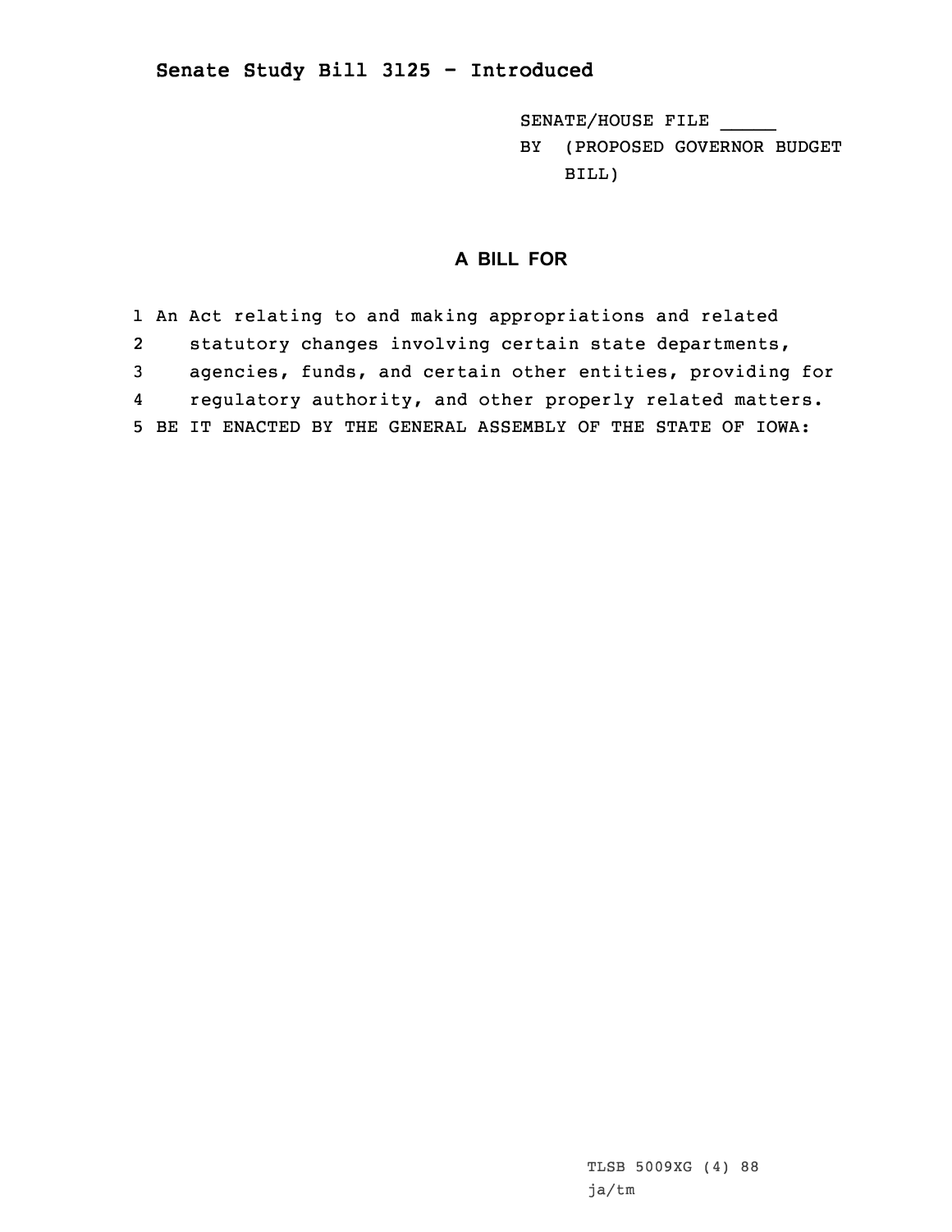**Senate Study Bill 3125 - Introduced**

SENATE/HOUSE FILE _____

BY (PROPOSED GOVERNOR BUDGET BILL)

## A BILL FOR

1 An Act relating to and making appropriations and related
2 statutory changes involving certain state departments,
3 agencies, funds, and certain other entities, providing for
4 regulatory authority, and other properly related matters.
5 BE IT ENACTED BY THE GENERAL ASSEMBLY OF THE STATE OF IOWA:

TLSB 5009XG (4) 88
ja/tm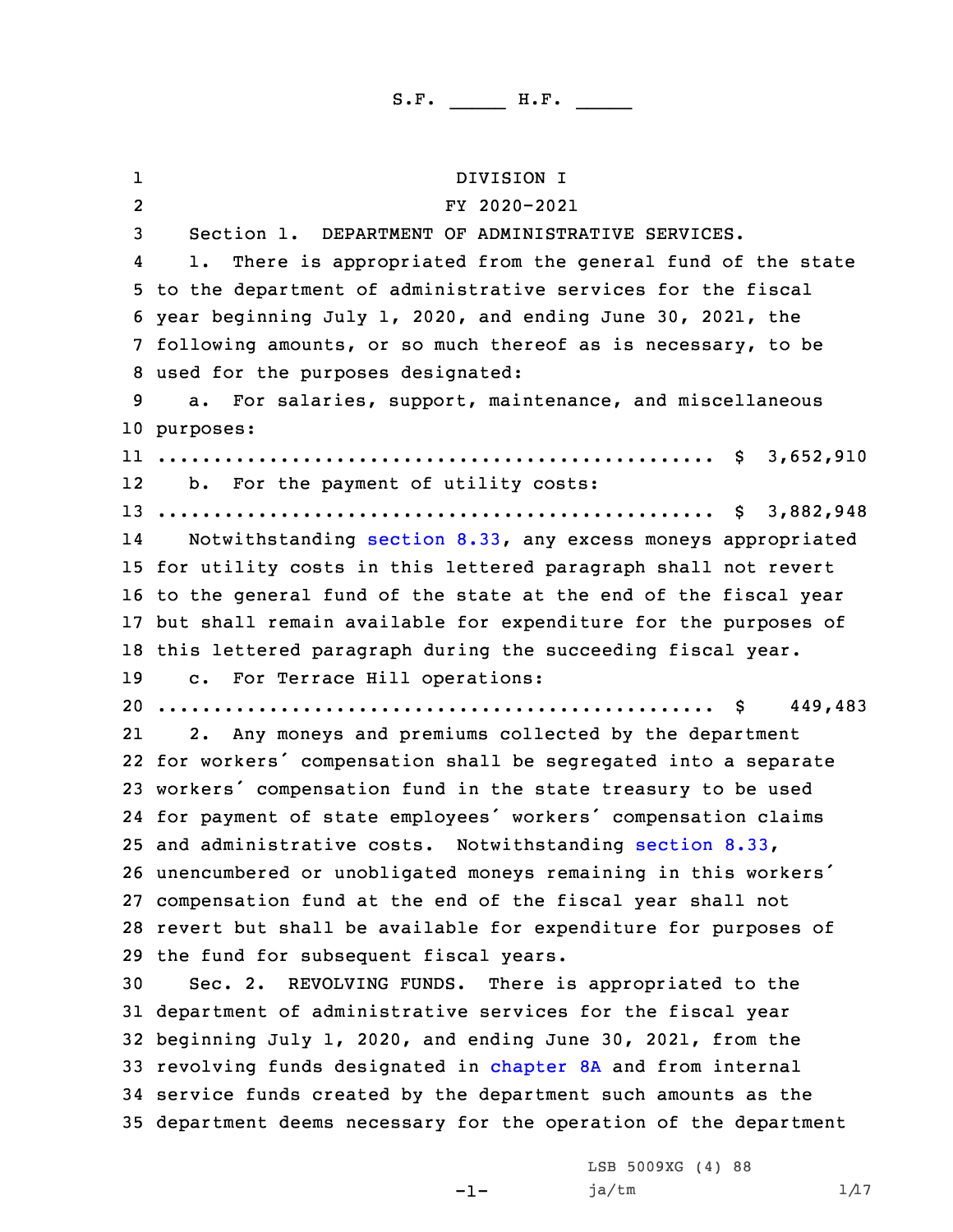S.F. _____ H.F. _____

DIVISION I

FY 2020-2021

Section 1. DEPARTMENT OF ADMINISTRATIVE SERVICES.

1. There is appropriated from the general fund of the state to the department of administrative services for the fiscal year beginning July 1, 2020, and ending June 30, 2021, the following amounts, or so much thereof as is necessary, to be used for the purposes designated:

a. For salaries, support, maintenance, and miscellaneous purposes:
.................................................. $ 3,652,910

b. For the payment of utility costs:
.................................................. $ 3,882,948

Notwithstanding section 8.33, any excess moneys appropriated for utility costs in this lettered paragraph shall not revert to the general fund of the state at the end of the fiscal year but shall remain available for expenditure for the purposes of this lettered paragraph during the succeeding fiscal year.

c. For Terrace Hill operations:
.................................................. $ 449,483

2. Any moneys and premiums collected by the department for workers' compensation shall be segregated into a separate workers' compensation fund in the state treasury to be used for payment of state employees' workers' compensation claims and administrative costs. Notwithstanding section 8.33, unencumbered or unobligated moneys remaining in this workers' compensation fund at the end of the fiscal year shall not revert but shall be available for expenditure for purposes of the fund for subsequent fiscal years.

Sec. 2. REVOLVING FUNDS. There is appropriated to the department of administrative services for the fiscal year beginning July 1, 2020, and ending June 30, 2021, from the revolving funds designated in chapter 8A and from internal service funds created by the department such amounts as the department deems necessary for the operation of the department

LSB 5009XG (4) 88
ja/tm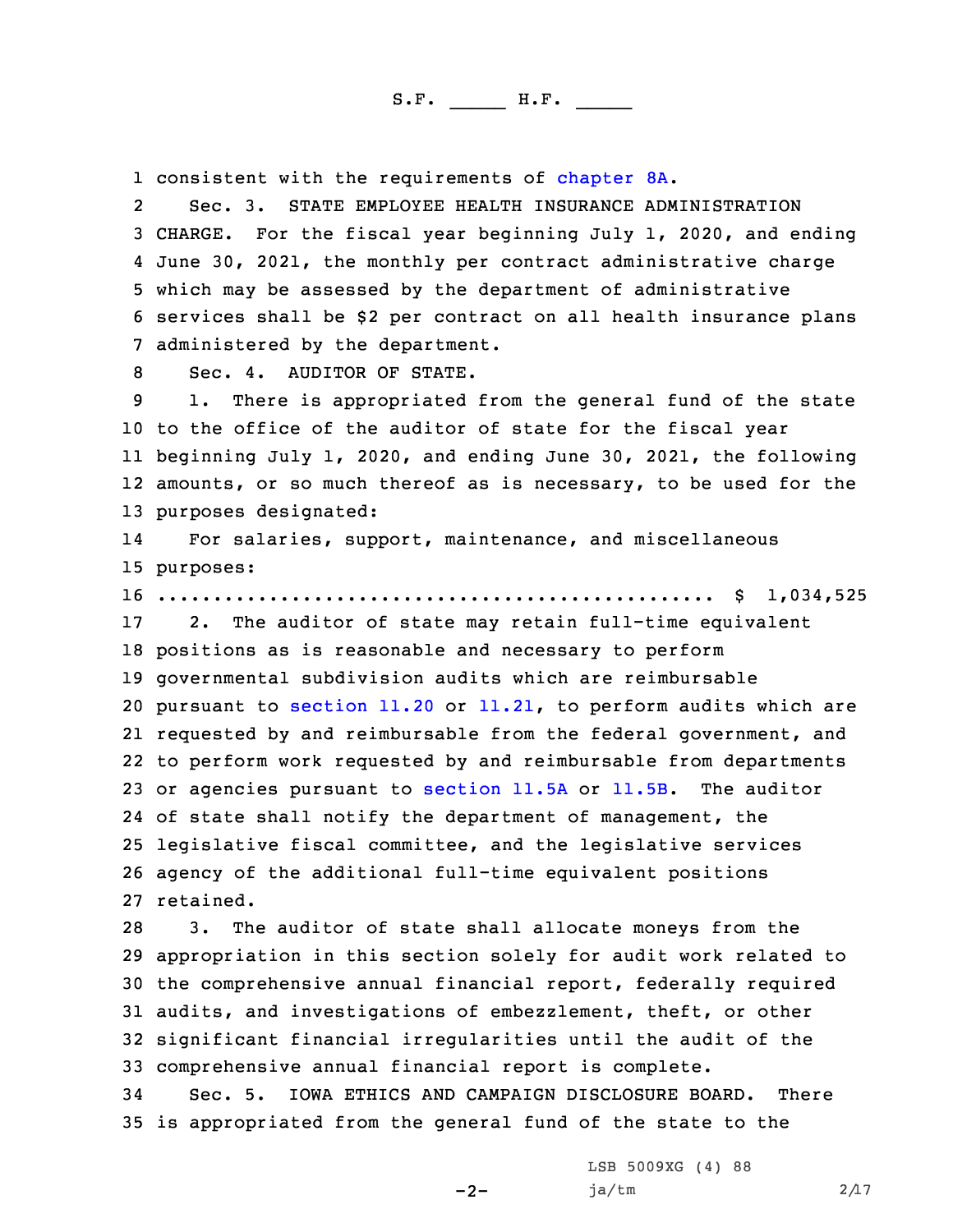consistent with the requirements of chapter 8A.

Sec. 3. STATE EMPLOYEE HEALTH INSURANCE ADMINISTRATION CHARGE. For the fiscal year beginning July 1, 2020, and ending June 30, 2021, the monthly per contract administrative charge which may be assessed by the department of administrative services shall be $2 per contract on all health insurance plans administered by the department.

Sec. 4. AUDITOR OF STATE.

1. There is appropriated from the general fund of the state to the office of the auditor of state for the fiscal year beginning July 1, 2020, and ending June 30, 2021, the following amounts, or so much thereof as is necessary, to be used for the purposes designated:

For salaries, support, maintenance, and miscellaneous purposes:

.................................................. $ 1,034,525

2. The auditor of state may retain full-time equivalent positions as is reasonable and necessary to perform governmental subdivision audits which are reimbursable pursuant to section 11.20 or 11.21, to perform audits which are requested by and reimbursable from the federal government, and to perform work requested by and reimbursable from departments or agencies pursuant to section 11.5A or 11.5B. The auditor of state shall notify the department of management, the legislative fiscal committee, and the legislative services agency of the additional full-time equivalent positions retained.

3. The auditor of state shall allocate moneys from the appropriation in this section solely for audit work related to the comprehensive annual financial report, federally required audits, and investigations of embezzlement, theft, or other significant financial irregularities until the audit of the comprehensive annual financial report is complete.

Sec. 5. IOWA ETHICS AND CAMPAIGN DISCLOSURE BOARD. There is appropriated from the general fund of the state to the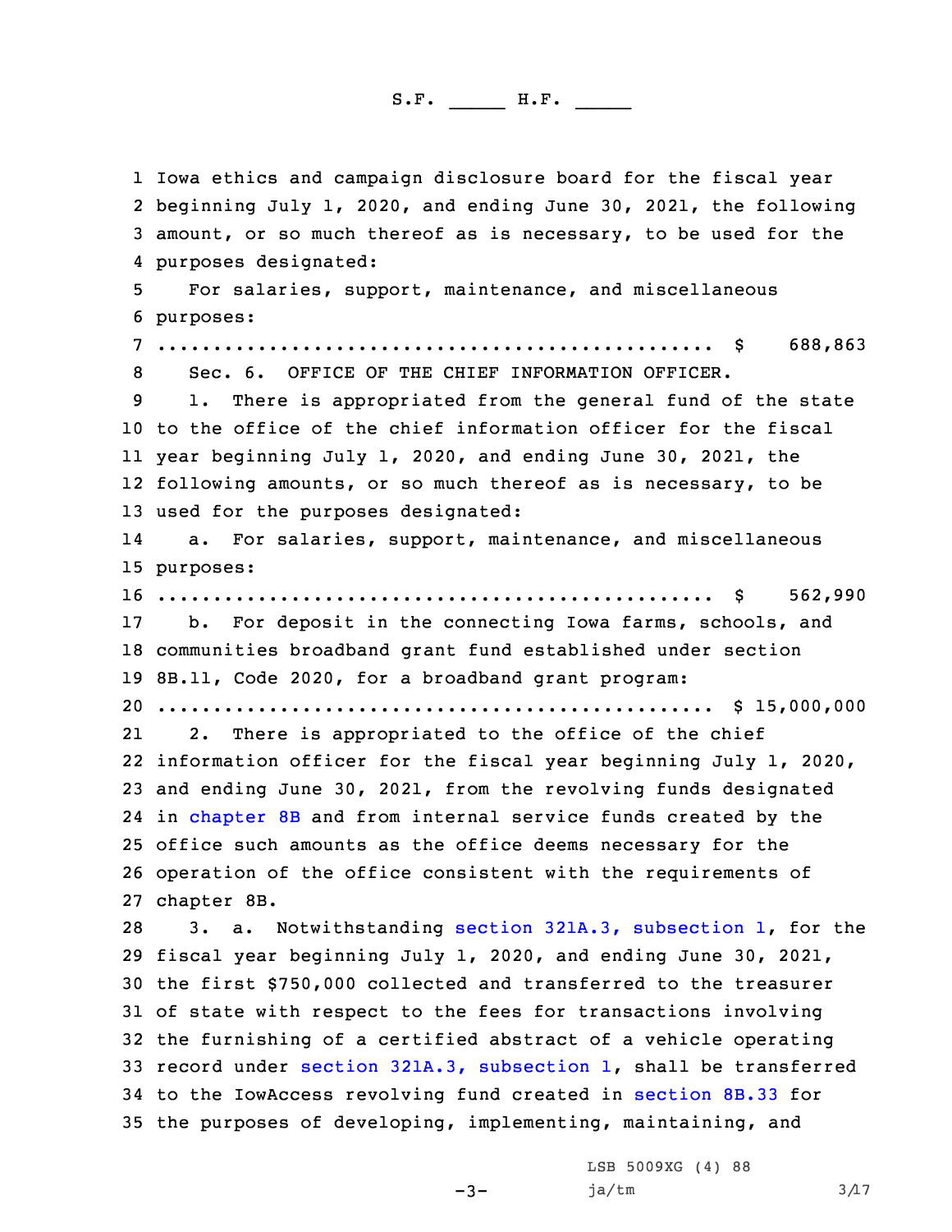Iowa ethics and campaign disclosure board for the fiscal year beginning July 1, 2020, and ending June 30, 2021, the following amount, or so much thereof as is necessary, to be used for the purposes designated:

For salaries, support, maintenance, and miscellaneous purposes:

.................................................. $ 688,863

Sec. 6. OFFICE OF THE CHIEF INFORMATION OFFICER.

1. There is appropriated from the general fund of the state to the office of the chief information officer for the fiscal year beginning July 1, 2020, and ending June 30, 2021, the following amounts, or so much thereof as is necessary, to be used for the purposes designated:

a. For salaries, support, maintenance, and miscellaneous purposes:

.................................................. $ 562,990

b. For deposit in the connecting Iowa farms, schools, and communities broadband grant fund established under section 8B.11, Code 2020, for a broadband grant program:

.................................................. $ 15,000,000

2. There is appropriated to the office of the chief information officer for the fiscal year beginning July 1, 2020, and ending June 30, 2021, from the revolving funds designated in chapter 8B and from internal service funds created by the office such amounts as the office deems necessary for the operation of the office consistent with the requirements of chapter 8B.

3. a. Notwithstanding section 321A.3, subsection 1, for the fiscal year beginning July 1, 2020, and ending June 30, 2021, the first $750,000 collected and transferred to the treasurer of state with respect to the fees for transactions involving the furnishing of a certified abstract of a vehicle operating record under section 321A.3, subsection 1, shall be transferred to the IowAccess revolving fund created in section 8B.33 for the purposes of developing, implementing, maintaining, and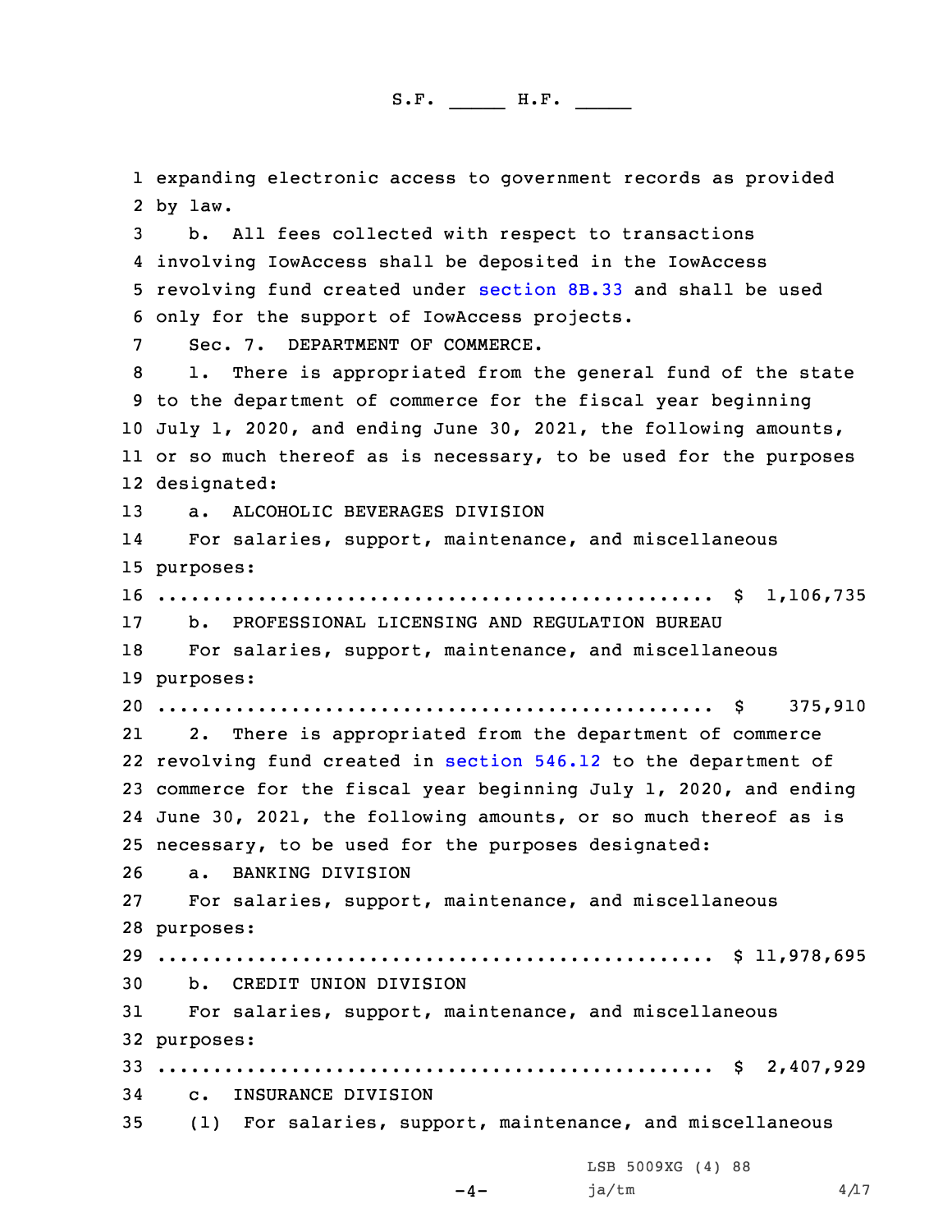expanding electronic access to government records as provided by law.

b. All fees collected with respect to transactions involving IowAccess shall be deposited in the IowAccess revolving fund created under section 8B.33 and shall be used only for the support of IowAccess projects.

Sec. 7. DEPARTMENT OF COMMERCE.

1. There is appropriated from the general fund of the state to the department of commerce for the fiscal year beginning July 1, 2020, and ending June 30, 2021, the following amounts, or so much thereof as is necessary, to be used for the purposes designated:

a. ALCOHOLIC BEVERAGES DIVISION

For salaries, support, maintenance, and miscellaneous purposes:

.................................................. $ 1,106,735

b. PROFESSIONAL LICENSING AND REGULATION BUREAU

For salaries, support, maintenance, and miscellaneous purposes:

.................................................. $ 375,910

2. There is appropriated from the department of commerce revolving fund created in section 546.12 to the department of commerce for the fiscal year beginning July 1, 2020, and ending June 30, 2021, the following amounts, or so much thereof as is necessary, to be used for the purposes designated:

a. BANKING DIVISION

For salaries, support, maintenance, and miscellaneous purposes:

.................................................. $ 11,978,695

b. CREDIT UNION DIVISION

For salaries, support, maintenance, and miscellaneous purposes:

.................................................. $ 2,407,929

c. INSURANCE DIVISION

(1) For salaries, support, maintenance, and miscellaneous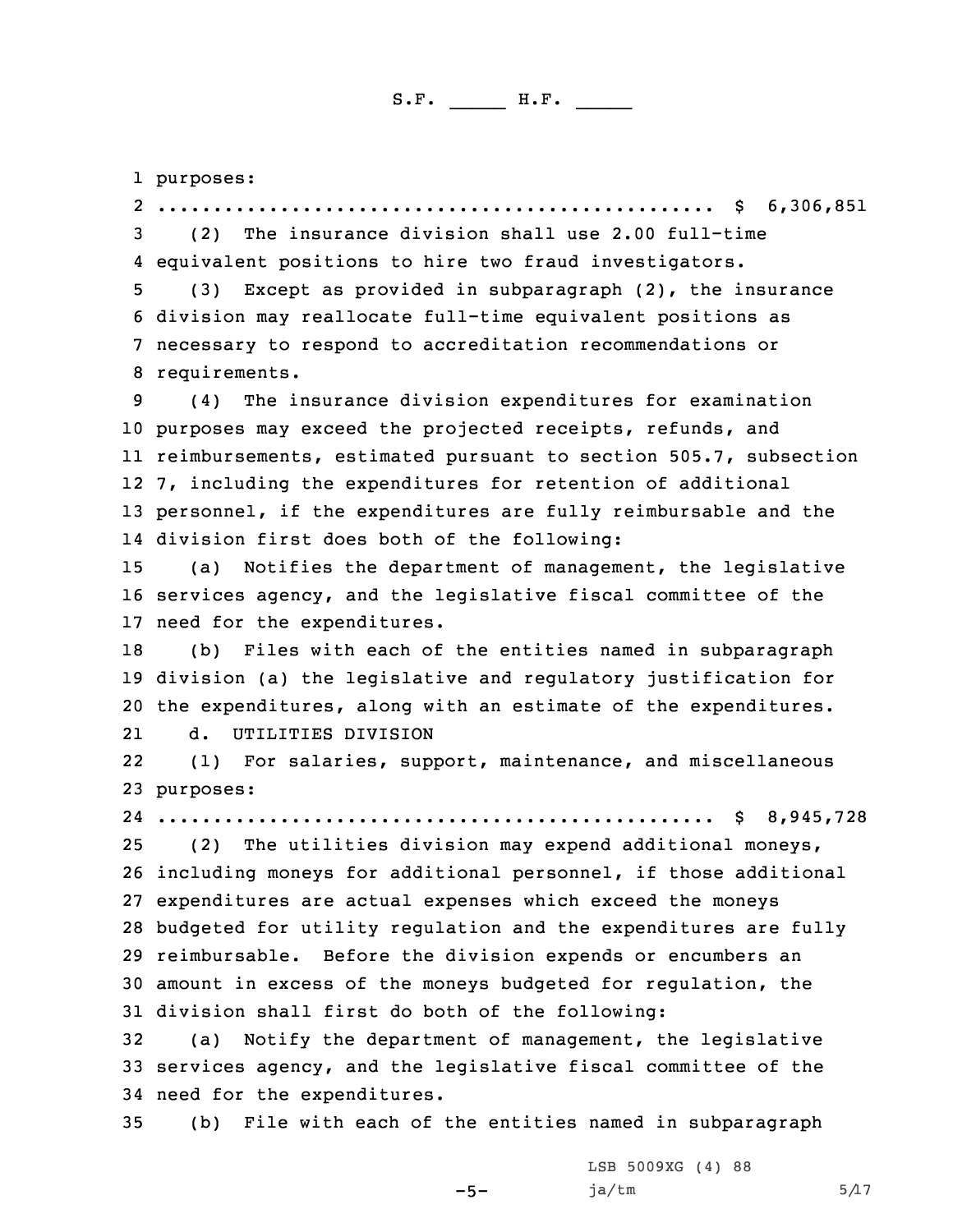purposes:

.................................................. $ 6,306,851

(2) The insurance division shall use 2.00 full-time equivalent positions to hire two fraud investigators.

(3) Except as provided in subparagraph (2), the insurance division may reallocate full-time equivalent positions as necessary to respond to accreditation recommendations or requirements.

(4) The insurance division expenditures for examination purposes may exceed the projected receipts, refunds, and reimbursements, estimated pursuant to section 505.7, subsection 7, including the expenditures for retention of additional personnel, if the expenditures are fully reimbursable and the division first does both of the following:

(a) Notifies the department of management, the legislative services agency, and the legislative fiscal committee of the need for the expenditures.

(b) Files with each of the entities named in subparagraph division (a) the legislative and regulatory justification for the expenditures, along with an estimate of the expenditures.

d. UTILITIES DIVISION

(1) For salaries, support, maintenance, and miscellaneous purposes:

.................................................. $ 8,945,728

(2) The utilities division may expend additional moneys, including moneys for additional personnel, if those additional expenditures are actual expenses which exceed the moneys budgeted for utility regulation and the expenditures are fully reimbursable. Before the division expends or encumbers an amount in excess of the moneys budgeted for regulation, the division shall first do both of the following:

(a) Notify the department of management, the legislative services agency, and the legislative fiscal committee of the need for the expenditures.

(b) File with each of the entities named in subparagraph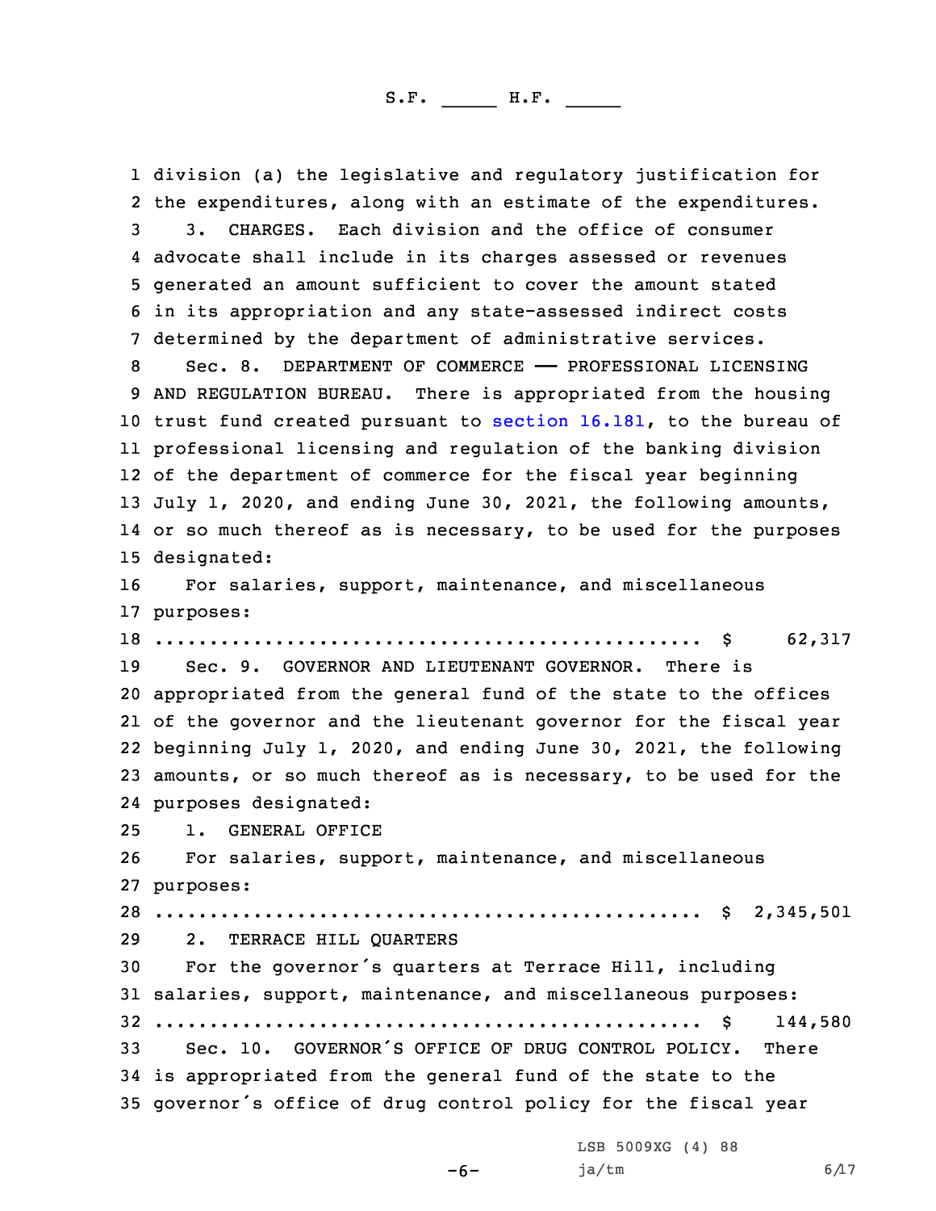division (a) the legislative and regulatory justification for the expenditures, along with an estimate of the expenditures.

3. CHARGES. Each division and the office of consumer advocate shall include in its charges assessed or revenues generated an amount sufficient to cover the amount stated in its appropriation and any state-assessed indirect costs determined by the department of administrative services.

Sec. 8. DEPARTMENT OF COMMERCE —— PROFESSIONAL LICENSING AND REGULATION BUREAU. There is appropriated from the housing trust fund created pursuant to section 16.181, to the bureau of professional licensing and regulation of the banking division of the department of commerce for the fiscal year beginning July 1, 2020, and ending June 30, 2021, the following amounts, or so much thereof as is necessary, to be used for the purposes designated:

For salaries, support, maintenance, and miscellaneous purposes:
.................................................. $ 62,317

Sec. 9. GOVERNOR AND LIEUTENANT GOVERNOR. There is appropriated from the general fund of the state to the offices of the governor and the lieutenant governor for the fiscal year beginning July 1, 2020, and ending June 30, 2021, the following amounts, or so much thereof as is necessary, to be used for the purposes designated:

1. GENERAL OFFICE

For salaries, support, maintenance, and miscellaneous purposes:
.................................................. $ 2,345,501

2. TERRACE HILL QUARTERS

For the governor's quarters at Terrace Hill, including salaries, support, maintenance, and miscellaneous purposes:
.................................................. $ 144,580

Sec. 10. GOVERNOR'S OFFICE OF DRUG CONTROL POLICY. There is appropriated from the general fund of the state to the governor's office of drug control policy for the fiscal year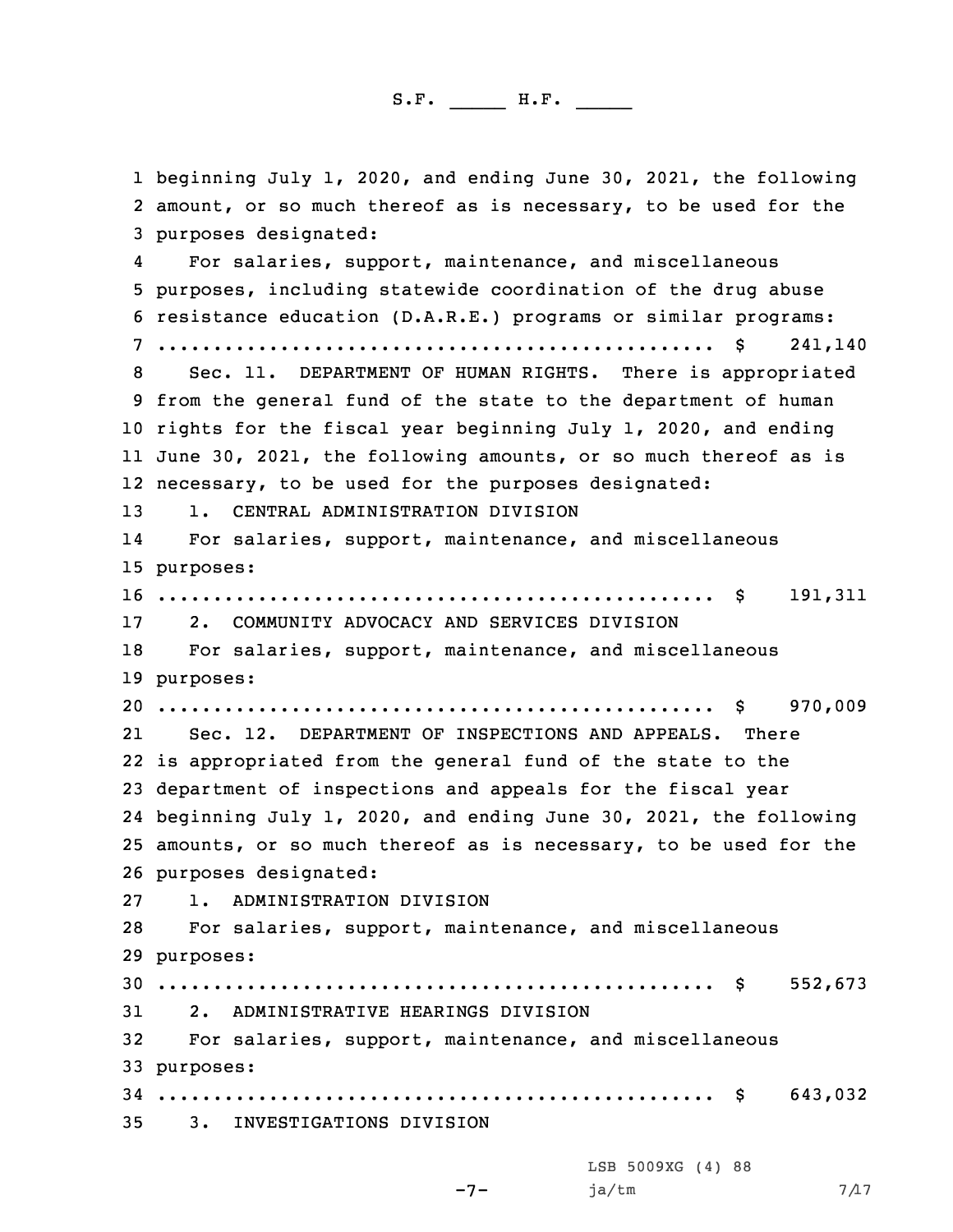beginning July 1, 2020, and ending June 30, 2021, the following amount, or so much thereof as is necessary, to be used for the purposes designated:

For salaries, support, maintenance, and miscellaneous purposes, including statewide coordination of the drug abuse resistance education (D.A.R.E.) programs or similar programs:
.................................................. $ 241,140

Sec. 11. DEPARTMENT OF HUMAN RIGHTS. There is appropriated from the general fund of the state to the department of human rights for the fiscal year beginning July 1, 2020, and ending June 30, 2021, the following amounts, or so much thereof as is necessary, to be used for the purposes designated:

1. CENTRAL ADMINISTRATION DIVISION

For salaries, support, maintenance, and miscellaneous purposes:
.................................................. $ 191,311

2. COMMUNITY ADVOCACY AND SERVICES DIVISION

For salaries, support, maintenance, and miscellaneous purposes:
.................................................. $ 970,009

Sec. 12. DEPARTMENT OF INSPECTIONS AND APPEALS. There is appropriated from the general fund of the state to the department of inspections and appeals for the fiscal year beginning July 1, 2020, and ending June 30, 2021, the following amounts, or so much thereof as is necessary, to be used for the purposes designated:

1. ADMINISTRATION DIVISION

For salaries, support, maintenance, and miscellaneous purposes:
.................................................. $ 552,673

2. ADMINISTRATIVE HEARINGS DIVISION

For salaries, support, maintenance, and miscellaneous purposes:
.................................................. $ 643,032

3. INVESTIGATIONS DIVISION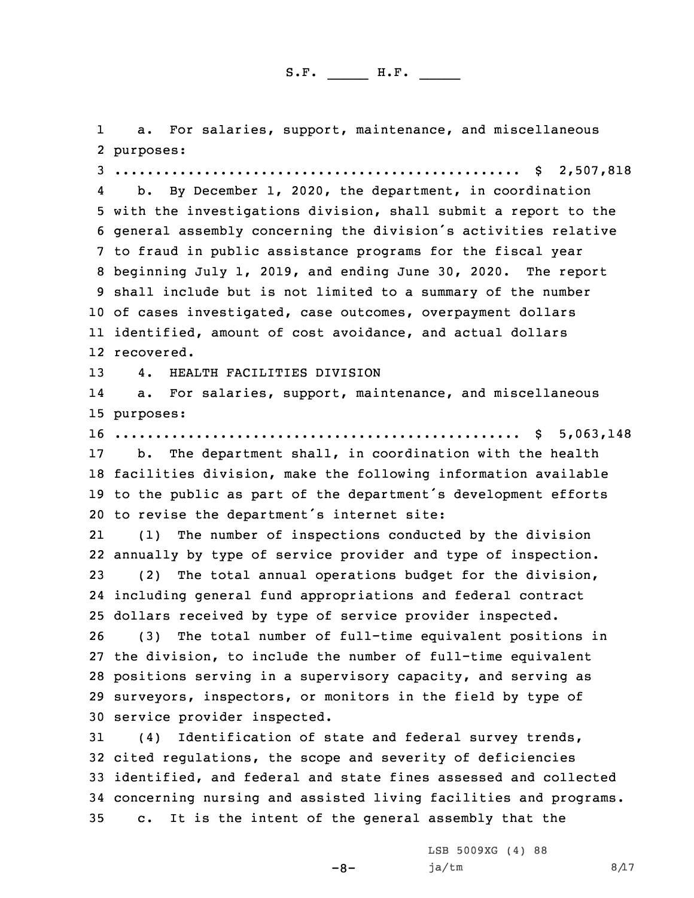a. For salaries, support, maintenance, and miscellaneous purposes:

.................................................. $ 2,507,818

b. By December 1, 2020, the department, in coordination with the investigations division, shall submit a report to the general assembly concerning the division's activities relative to fraud in public assistance programs for the fiscal year beginning July 1, 2019, and ending June 30, 2020. The report shall include but is not limited to a summary of the number of cases investigated, case outcomes, overpayment dollars identified, amount of cost avoidance, and actual dollars recovered.

4. HEALTH FACILITIES DIVISION

a. For salaries, support, maintenance, and miscellaneous purposes:

.................................................. $ 5,063,148

b. The department shall, in coordination with the health facilities division, make the following information available to the public as part of the department's development efforts to revise the department's internet site:

(1) The number of inspections conducted by the division annually by type of service provider and type of inspection.

(2) The total annual operations budget for the division, including general fund appropriations and federal contract dollars received by type of service provider inspected.

(3) The total number of full-time equivalent positions in the division, to include the number of full-time equivalent positions serving in a supervisory capacity, and serving as surveyors, inspectors, or monitors in the field by type of service provider inspected.

(4) Identification of state and federal survey trends, cited regulations, the scope and severity of deficiencies identified, and federal and state fines assessed and collected concerning nursing and assisted living facilities and programs.

c. It is the intent of the general assembly that the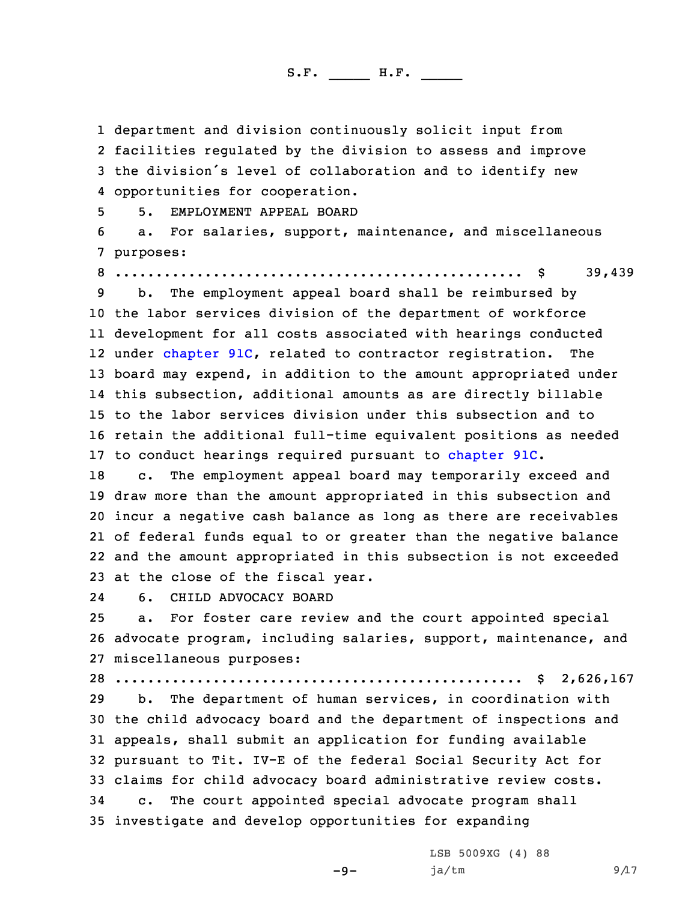department and division continuously solicit input from facilities regulated by the division to assess and improve the division's level of collaboration and to identify new opportunities for cooperation.

5. EMPLOYMENT APPEAL BOARD

a. For salaries, support, maintenance, and miscellaneous purposes:

.................................................. $ 39,439

b. The employment appeal board shall be reimbursed by the labor services division of the department of workforce development for all costs associated with hearings conducted under chapter 91C, related to contractor registration. The board may expend, in addition to the amount appropriated under this subsection, additional amounts as are directly billable to the labor services division under this subsection and to retain the additional full-time equivalent positions as needed to conduct hearings required pursuant to chapter 91C.

c. The employment appeal board may temporarily exceed and draw more than the amount appropriated in this subsection and incur a negative cash balance as long as there are receivables of federal funds equal to or greater than the negative balance and the amount appropriated in this subsection is not exceeded at the close of the fiscal year.

6. CHILD ADVOCACY BOARD

a. For foster care review and the court appointed special advocate program, including salaries, support, maintenance, and miscellaneous purposes:

.................................................. $ 2,626,167

b. The department of human services, in coordination with the child advocacy board and the department of inspections and appeals, shall submit an application for funding available pursuant to Tit. IV-E of the federal Social Security Act for claims for child advocacy board administrative review costs.

c. The court appointed special advocate program shall investigate and develop opportunities for expanding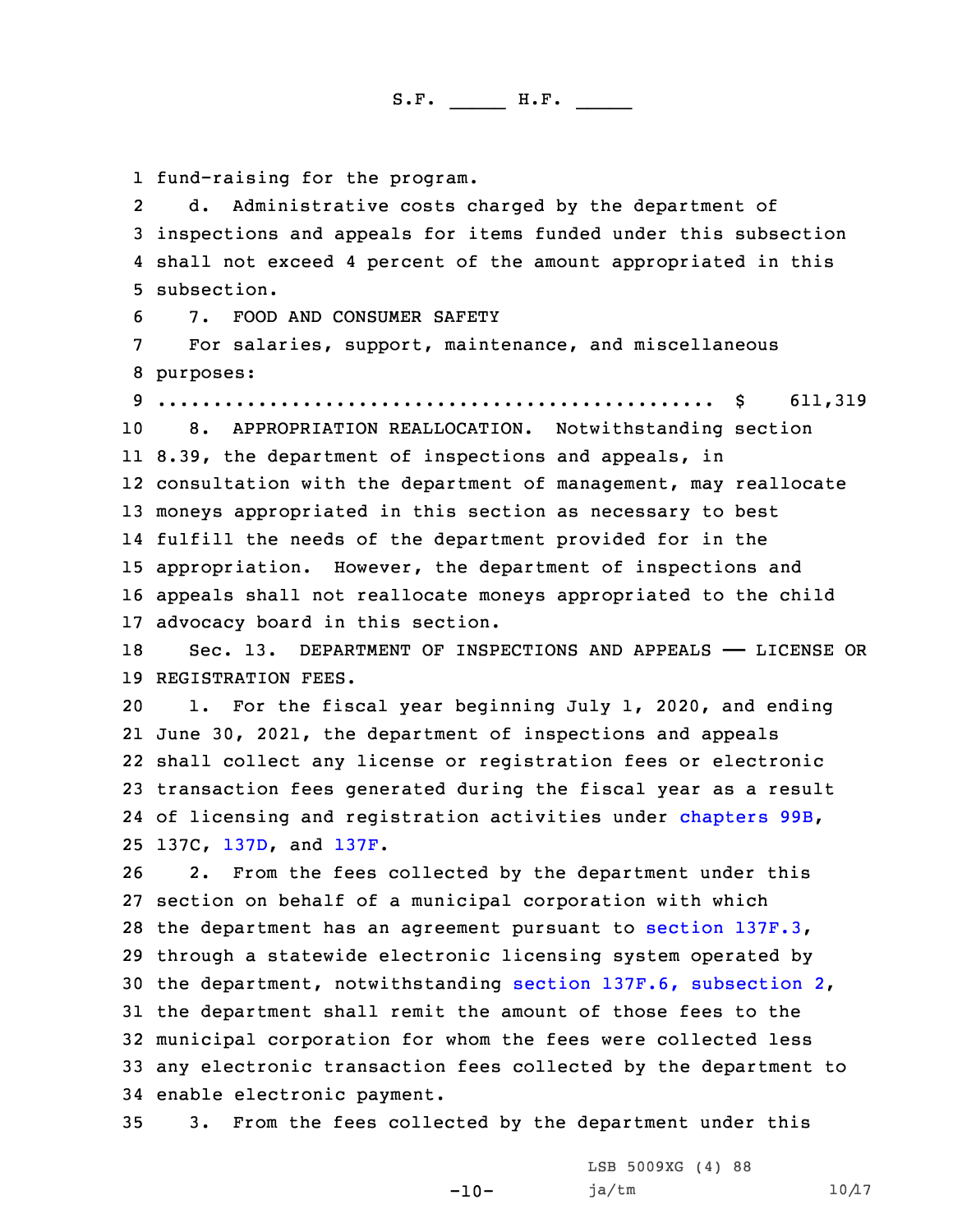fund-raising for the program.

d. Administrative costs charged by the department of inspections and appeals for items funded under this subsection shall not exceed 4 percent of the amount appropriated in this subsection.

7. FOOD AND CONSUMER SAFETY

For salaries, support, maintenance, and miscellaneous purposes:

.................................................. $ 611,319

8. APPROPRIATION REALLOCATION. Notwithstanding section 8.39, the department of inspections and appeals, in consultation with the department of management, may reallocate moneys appropriated in this section as necessary to best fulfill the needs of the department provided for in the appropriation. However, the department of inspections and appeals shall not reallocate moneys appropriated to the child advocacy board in this section.

Sec. 13. DEPARTMENT OF INSPECTIONS AND APPEALS —— LICENSE OR REGISTRATION FEES.

1. For the fiscal year beginning July 1, 2020, and ending June 30, 2021, the department of inspections and appeals shall collect any license or registration fees or electronic transaction fees generated during the fiscal year as a result of licensing and registration activities under chapters 99B, 137C, 137D, and 137F.

2. From the fees collected by the department under this section on behalf of a municipal corporation with which the department has an agreement pursuant to section 137F.3, through a statewide electronic licensing system operated by the department, notwithstanding section 137F.6, subsection 2, the department shall remit the amount of those fees to the municipal corporation for whom the fees were collected less any electronic transaction fees collected by the department to enable electronic payment.

3. From the fees collected by the department under this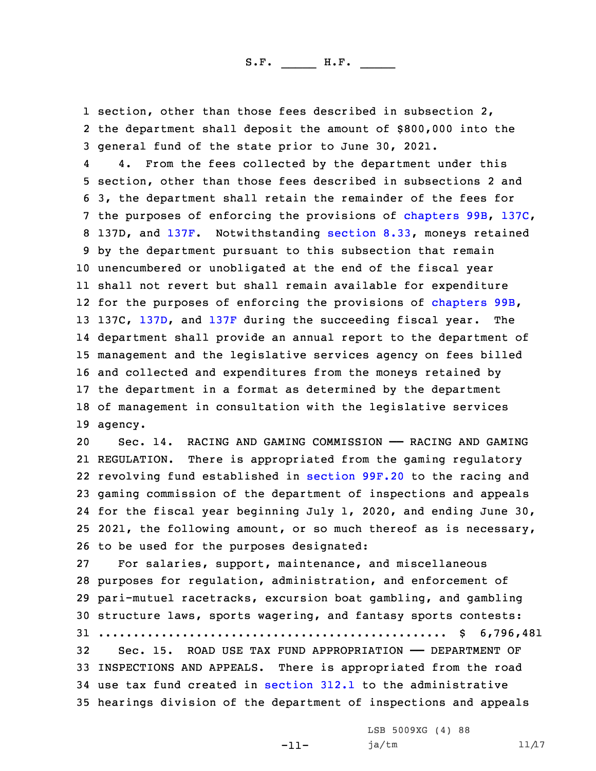section, other than those fees described in subsection 2, the department shall deposit the amount of $800,000 into the general fund of the state prior to June 30, 2021.

4. From the fees collected by the department under this section, other than those fees described in subsections 2 and 3, the department shall retain the remainder of the fees for the purposes of enforcing the provisions of chapters 99B, 137C, 137D, and 137F. Notwithstanding section 8.33, moneys retained by the department pursuant to this subsection that remain unencumbered or unobligated at the end of the fiscal year shall not revert but shall remain available for expenditure for the purposes of enforcing the provisions of chapters 99B, 137C, 137D, and 137F during the succeeding fiscal year. The department shall provide an annual report to the department of management and the legislative services agency on fees billed and collected and expenditures from the moneys retained by the department in a format as determined by the department of management in consultation with the legislative services agency.

Sec. 14. RACING AND GAMING COMMISSION —— RACING AND GAMING REGULATION. There is appropriated from the gaming regulatory revolving fund established in section 99F.20 to the racing and gaming commission of the department of inspections and appeals for the fiscal year beginning July 1, 2020, and ending June 30, 2021, the following amount, or so much thereof as is necessary, to be used for the purposes designated:

For salaries, support, maintenance, and miscellaneous purposes for regulation, administration, and enforcement of pari-mutuel racetracks, excursion boat gambling, and gambling structure laws, sports wagering, and fantasy sports contests:

.................................................. $ 6,796,481

Sec. 15. ROAD USE TAX FUND APPROPRIATION —— DEPARTMENT OF INSPECTIONS AND APPEALS. There is appropriated from the road use tax fund created in section 312.1 to the administrative hearings division of the department of inspections and appeals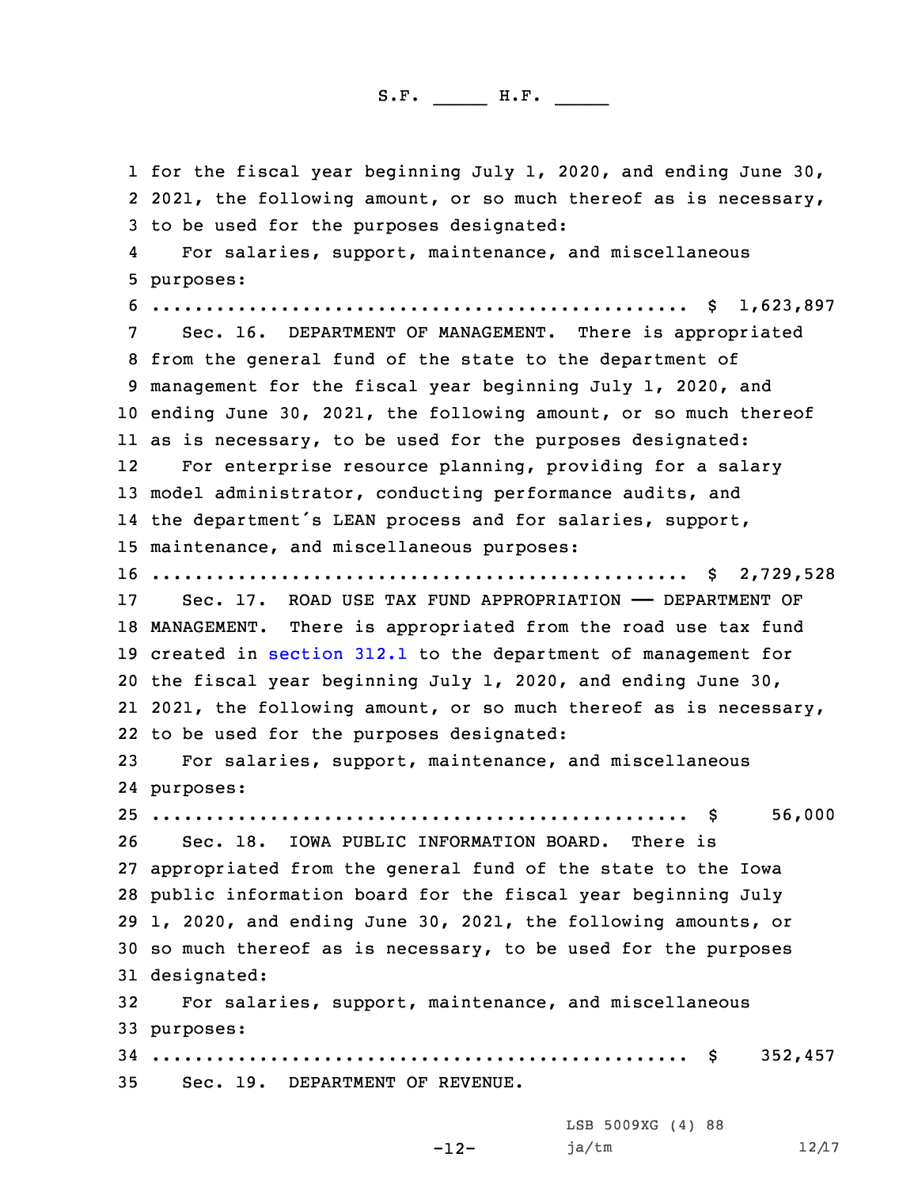for the fiscal year beginning July 1, 2020, and ending June 30, 2021, the following amount, or so much thereof as is necessary, to be used for the purposes designated:

For salaries, support, maintenance, and miscellaneous purposes:

.................................................. $ 1,623,897

Sec. 16. DEPARTMENT OF MANAGEMENT. There is appropriated from the general fund of the state to the department of management for the fiscal year beginning July 1, 2020, and ending June 30, 2021, the following amount, or so much thereof as is necessary, to be used for the purposes designated:

For enterprise resource planning, providing for a salary model administrator, conducting performance audits, and the department's LEAN process and for salaries, support, maintenance, and miscellaneous purposes:

.................................................. $ 2,729,528

Sec. 17. ROAD USE TAX FUND APPROPRIATION —— DEPARTMENT OF MANAGEMENT. There is appropriated from the road use tax fund created in section 312.1 to the department of management for the fiscal year beginning July 1, 2020, and ending June 30, 2021, the following amount, or so much thereof as is necessary, to be used for the purposes designated:

For salaries, support, maintenance, and miscellaneous purposes:

.................................................. $ 56,000

Sec. 18. IOWA PUBLIC INFORMATION BOARD. There is appropriated from the general fund of the state to the Iowa public information board for the fiscal year beginning July 1, 2020, and ending June 30, 2021, the following amounts, or so much thereof as is necessary, to be used for the purposes designated:

For salaries, support, maintenance, and miscellaneous purposes:

.................................................. $ 352,457

Sec. 19. DEPARTMENT OF REVENUE.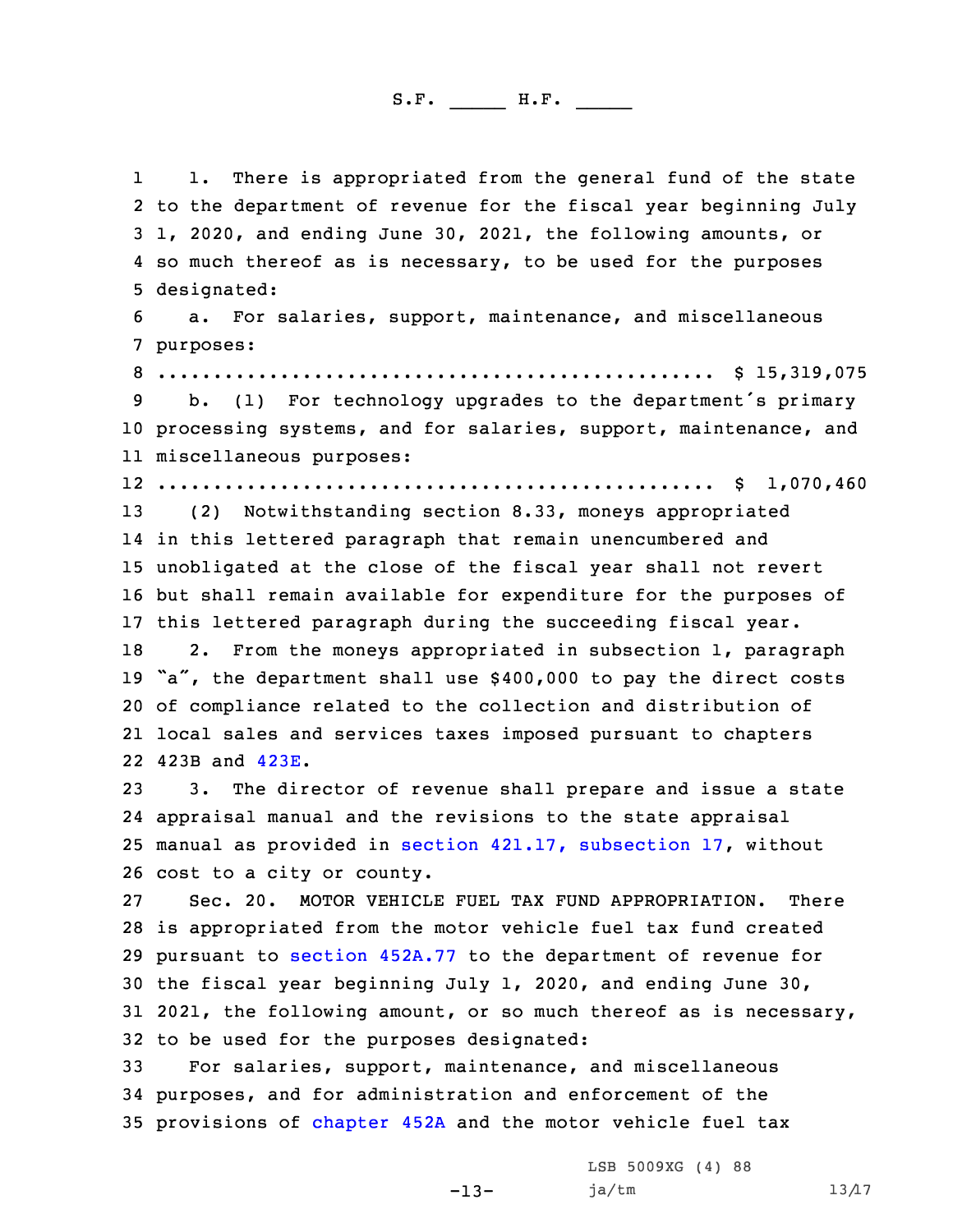1. There is appropriated from the general fund of the state to the department of revenue for the fiscal year beginning July 1, 2020, and ending June 30, 2021, the following amounts, or so much thereof as is necessary, to be used for the purposes designated:

a. For salaries, support, maintenance, and miscellaneous purposes:

.................................................. $ 15,319,075

b. (1) For technology upgrades to the department's primary processing systems, and for salaries, support, maintenance, and miscellaneous purposes:

.................................................. $ 1,070,460

(2) Notwithstanding section 8.33, moneys appropriated in this lettered paragraph that remain unencumbered and unobligated at the close of the fiscal year shall not revert but shall remain available for expenditure for the purposes of this lettered paragraph during the succeeding fiscal year.

2. From the moneys appropriated in subsection 1, paragraph "a", the department shall use $400,000 to pay the direct costs of compliance related to the collection and distribution of local sales and services taxes imposed pursuant to chapters 423B and 423E.

3. The director of revenue shall prepare and issue a state appraisal manual and the revisions to the state appraisal manual as provided in section 421.17, subsection 17, without cost to a city or county.

Sec. 20. MOTOR VEHICLE FUEL TAX FUND APPROPRIATION. There is appropriated from the motor vehicle fuel tax fund created pursuant to section 452A.77 to the department of revenue for the fiscal year beginning July 1, 2020, and ending June 30, 2021, the following amount, or so much thereof as is necessary, to be used for the purposes designated:

For salaries, support, maintenance, and miscellaneous purposes, and for administration and enforcement of the provisions of chapter 452A and the motor vehicle fuel tax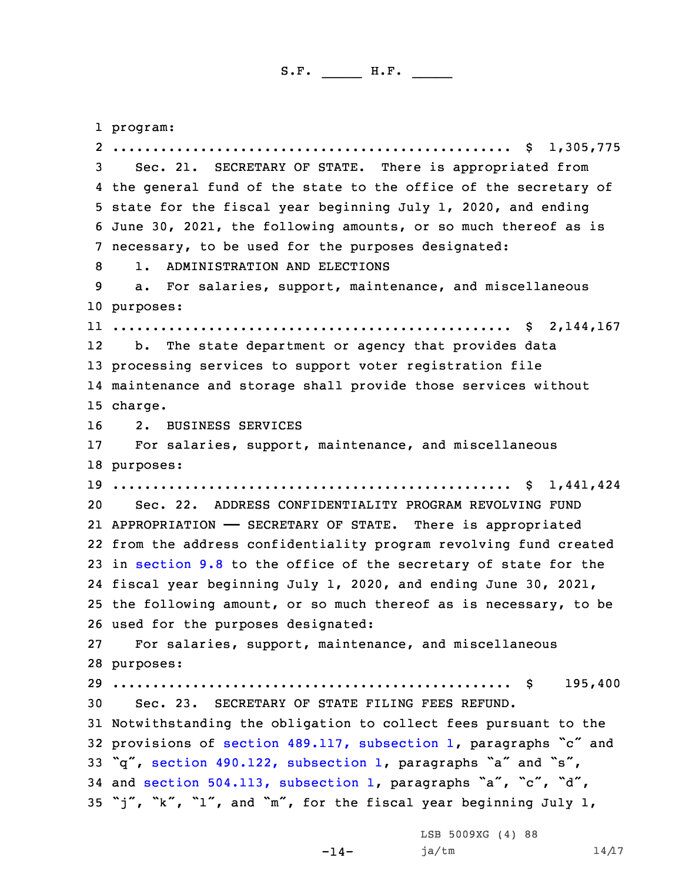program:
.................................................. $ 1,305,775

Sec. 21. SECRETARY OF STATE. There is appropriated from the general fund of the state to the office of the secretary of state for the fiscal year beginning July 1, 2020, and ending June 30, 2021, the following amounts, or so much thereof as is necessary, to be used for the purposes designated:

1. ADMINISTRATION AND ELECTIONS

a. For salaries, support, maintenance, and miscellaneous purposes:
.................................................. $ 2,144,167

b. The state department or agency that provides data processing services to support voter registration file maintenance and storage shall provide those services without charge.

2. BUSINESS SERVICES

For salaries, support, maintenance, and miscellaneous purposes:
.................................................. $ 1,441,424

Sec. 22. ADDRESS CONFIDENTIALITY PROGRAM REVOLVING FUND APPROPRIATION —— SECRETARY OF STATE. There is appropriated from the address confidentiality program revolving fund created in section 9.8 to the office of the secretary of state for the fiscal year beginning July 1, 2020, and ending June 30, 2021, the following amount, or so much thereof as is necessary, to be used for the purposes designated:

For salaries, support, maintenance, and miscellaneous purposes:
.................................................. $ 195,400

Sec. 23. SECRETARY OF STATE FILING FEES REFUND. Notwithstanding the obligation to collect fees pursuant to the provisions of section 489.117, subsection 1, paragraphs "c" and "q", section 490.122, subsection 1, paragraphs "a" and "s", and section 504.113, subsection 1, paragraphs "a", "c", "d", "j", "k", "l", and "m", for the fiscal year beginning July 1,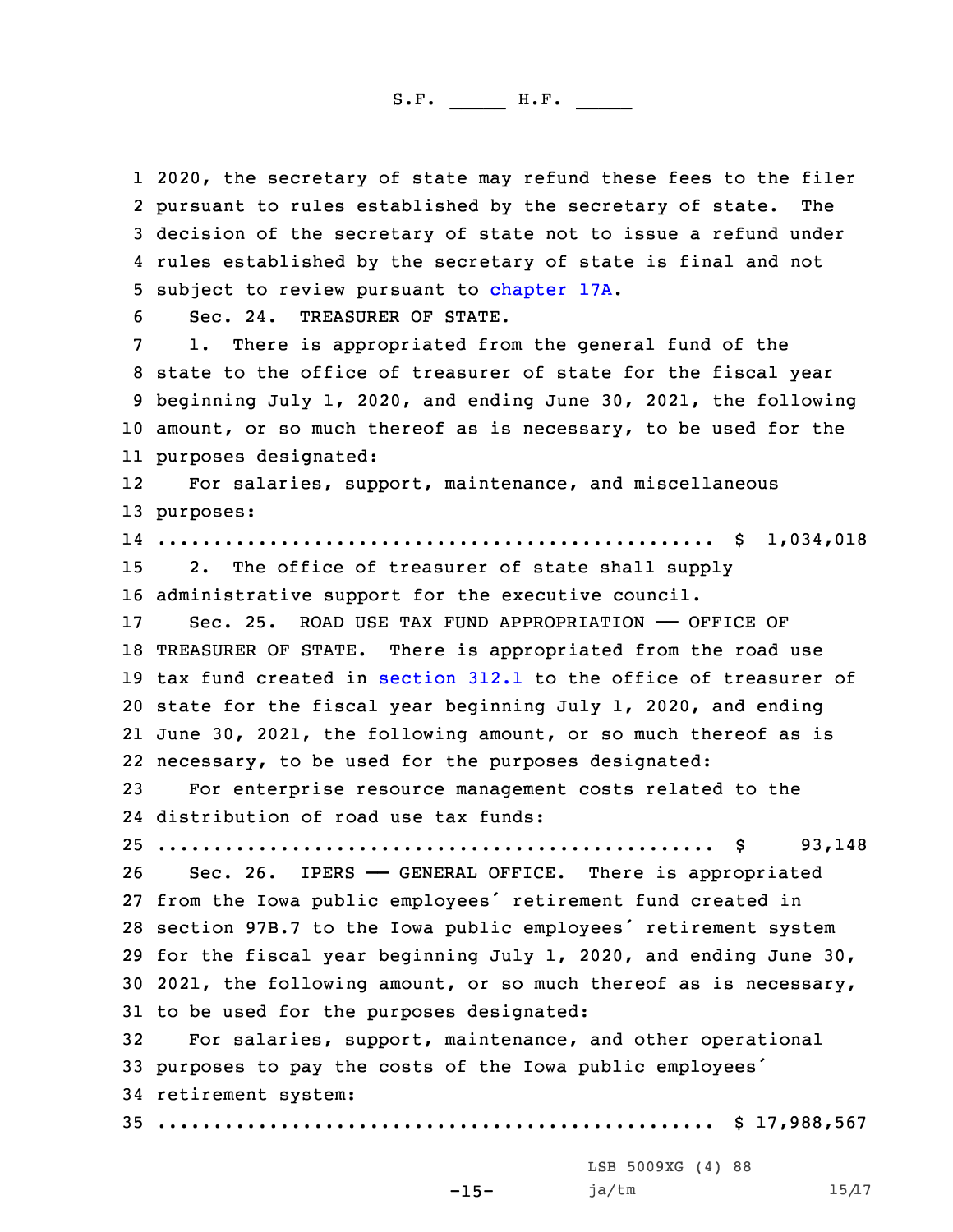2020, the secretary of state may refund these fees to the filer pursuant to rules established by the secretary of state. The decision of the secretary of state not to issue a refund under rules established by the secretary of state is final and not subject to review pursuant to chapter 17A.

Sec. 24. TREASURER OF STATE.

1. There is appropriated from the general fund of the state to the office of treasurer of state for the fiscal year beginning July 1, 2020, and ending June 30, 2021, the following amount, or so much thereof as is necessary, to be used for the purposes designated:

For salaries, support, maintenance, and miscellaneous purposes:

.................................................. $ 1,034,018

2. The office of treasurer of state shall supply administrative support for the executive council.

Sec. 25. ROAD USE TAX FUND APPROPRIATION —— OFFICE OF TREASURER OF STATE. There is appropriated from the road use tax fund created in section 312.1 to the office of treasurer of state for the fiscal year beginning July 1, 2020, and ending June 30, 2021, the following amount, or so much thereof as is necessary, to be used for the purposes designated:

For enterprise resource management costs related to the distribution of road use tax funds:

.................................................. $ 93,148

Sec. 26. IPERS —— GENERAL OFFICE. There is appropriated from the Iowa public employees' retirement fund created in section 97B.7 to the Iowa public employees' retirement system for the fiscal year beginning July 1, 2020, and ending June 30, 2021, the following amount, or so much thereof as is necessary, to be used for the purposes designated:

For salaries, support, maintenance, and other operational purposes to pay the costs of the Iowa public employees' retirement system:

.................................................. $ 17,988,567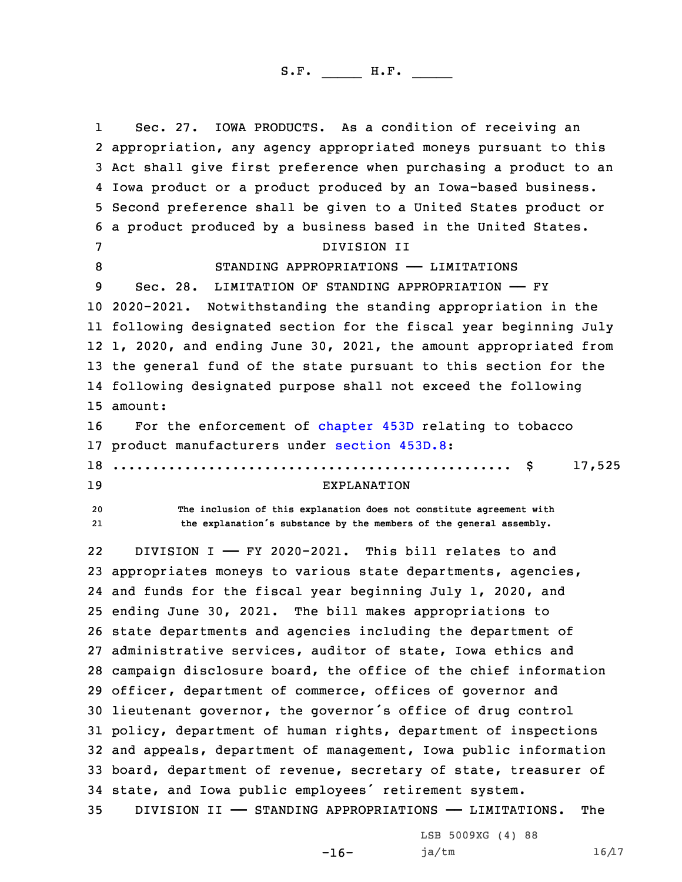Sec. 27. IOWA PRODUCTS. As a condition of receiving an appropriation, any agency appropriated moneys pursuant to this Act shall give first preference when purchasing a product to an Iowa product or a product produced by an Iowa-based business. Second preference shall be given to a United States product or a product produced by a business based in the United States.

DIVISION II

STANDING APPROPRIATIONS — LIMITATIONS

Sec. 28. LIMITATION OF STANDING APPROPRIATION — FY 2020-2021. Notwithstanding the standing appropriation in the following designated section for the fiscal year beginning July 1, 2020, and ending June 30, 2021, the amount appropriated from the general fund of the state pursuant to this section for the following designated purpose shall not exceed the following amount:

For the enforcement of chapter 453D relating to tobacco product manufacturers under section 453D.8:

.................................................. $ 17,525

EXPLANATION

The inclusion of this explanation does not constitute agreement with the explanation's substance by the members of the general assembly.

DIVISION I — FY 2020-2021. This bill relates to and appropriates moneys to various state departments, agencies, and funds for the fiscal year beginning July 1, 2020, and ending June 30, 2021. The bill makes appropriations to state departments and agencies including the department of administrative services, auditor of state, Iowa ethics and campaign disclosure board, the office of the chief information officer, department of commerce, offices of governor and lieutenant governor, the governor's office of drug control policy, department of human rights, department of inspections and appeals, department of management, Iowa public information board, department of revenue, secretary of state, treasurer of state, and Iowa public employees' retirement system.

DIVISION II — STANDING APPROPRIATIONS — LIMITATIONS. The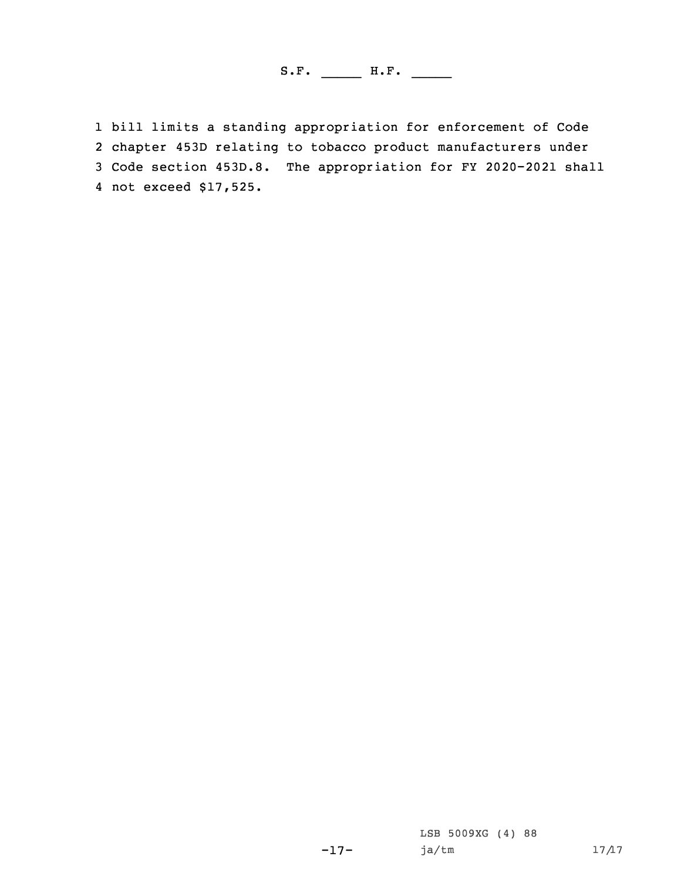bill limits a standing appropriation for enforcement of Code chapter 453D relating to tobacco product manufacturers under Code section 453D.8. The appropriation for FY 2020-2021 shall not exceed $17,525.